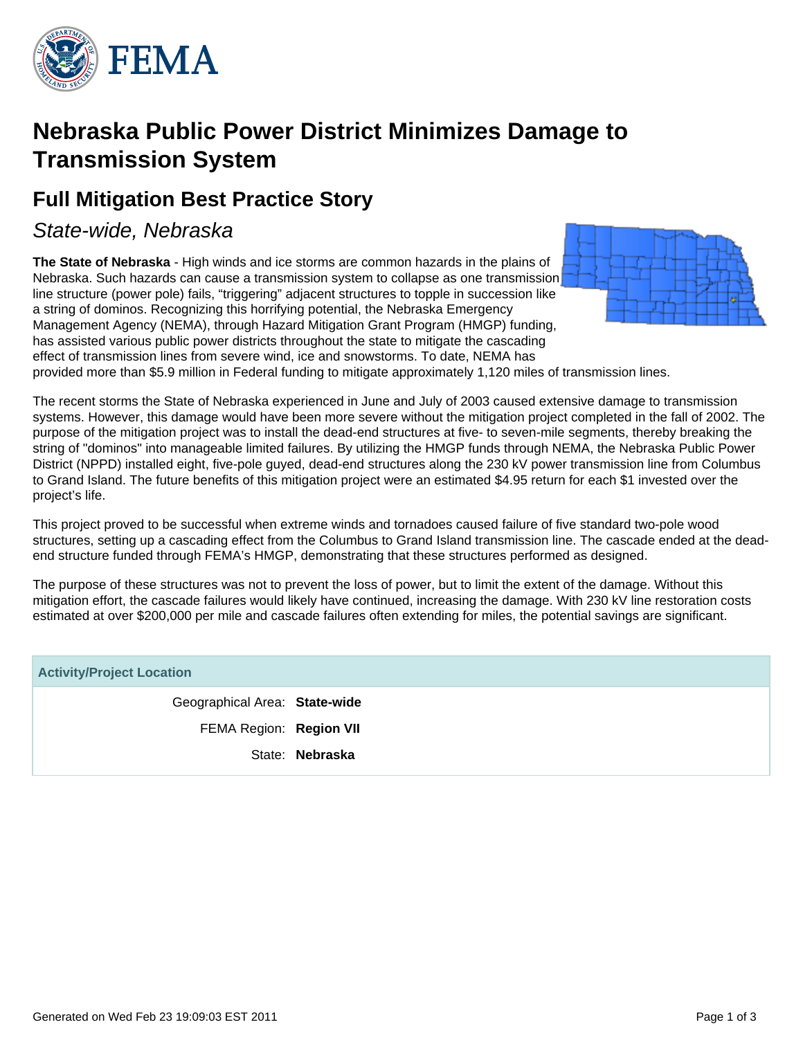# Nebraska Public Power District Minimizes Damage to Transmission System

## Full Mitigation Best Practice Story

*State-wide, Nebraska*

**The State of Nebraska** - High winds and ice storms are common hazards in the plains of Nebraska. Such hazards can cause a transmission system to collapse as one transmission line structure (power pole) fails, “triggering” adjacent structures to topple in succession like a string of dominos. Recognizing this horrifying potential, the Nebraska Emergency Management Agency (NEMA), through Hazard Mitigation Grant Program (HMGP) funding, has assisted various public power districts throughout the state to mitigate the cascading effect of transmission lines from severe wind, ice and snowstorms. To date, NEMA has provided more than $5.9 million in Federal funding to mitigate approximately 1,120 miles of transmission lines.

The recent storms the State of Nebraska experienced in June and July of 2003 caused extensive damage to transmission systems. However, this damage would have been more severe without the mitigation project completed in the fall of 2002. The purpose of the mitigation project was to install the dead-end structures at five- to seven-mile segments, thereby breaking the string of "dominos" into manageable limited failures. By utilizing the HMGP funds through NEMA, the Nebraska Public Power District (NPPD) installed eight, five-pole guyed, dead-end structures along the 230 kV power transmission line from Columbus to Grand Island. The future benefits of this mitigation project were an estimated $4.95 return for each $1 invested over the project’s life.

This project proved to be successful when extreme winds and tornadoes caused failure of five standard two-pole wood structures, setting up a cascading effect from the Columbus to Grand Island transmission line. The cascade ended at the dead-end structure funded through FEMA’s HMGP, demonstrating that these structures performed as designed.

The purpose of these structures was not to prevent the loss of power, but to limit the extent of the damage. Without this mitigation effort, the cascade failures would likely have continued, increasing the damage. With 230 kV line restoration costs estimated at over $200,000 per mile and cascade failures often extending for miles, the potential savings are significant.

| Activity/Project Location | |
|---|---|
| Geographical Area: | **State-wide** |
| FEMA Region: | **Region VII** |
| State: | **Nebraska** |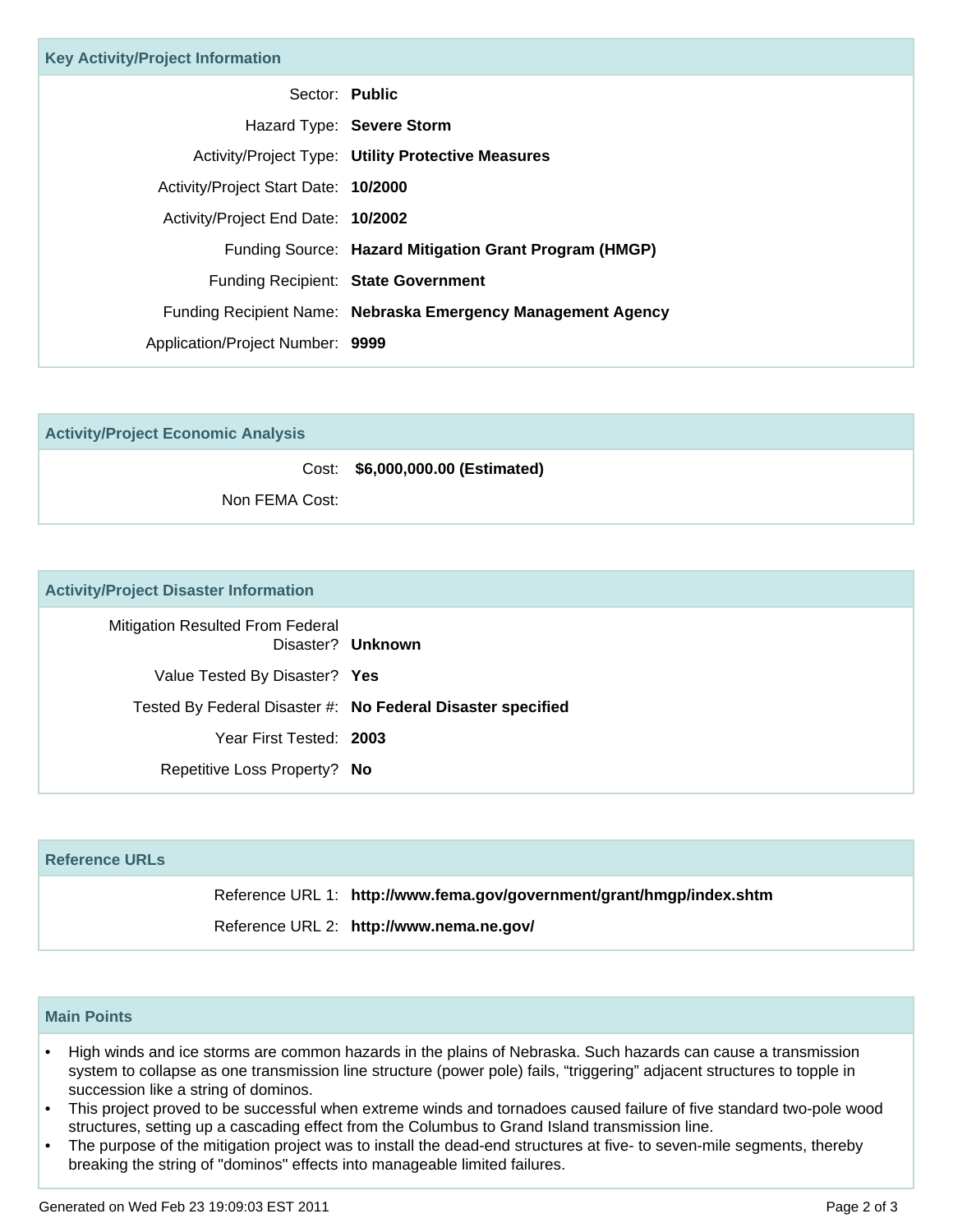## Key Activity/Project Information

| | |
|---|---|
| Sector: | **Public** |
| Hazard Type: | **Severe Storm** |
| Activity/Project Type: | **Utility Protective Measures** |
| Activity/Project Start Date: | **10/2000** |
| Activity/Project End Date: | **10/2002** |
| Funding Source: | **Hazard Mitigation Grant Program (HMGP)** |
| Funding Recipient: | **State Government** |
| Funding Recipient Name: | **Nebraska Emergency Management Agency** |
| Application/Project Number: | **9999** |

## Activity/Project Economic Analysis

| | |
|---|---|
| Cost: | **$6,000,000.00 (Estimated)** |
| Non FEMA Cost: | |

## Activity/Project Disaster Information

| | |
|---|---|
| Mitigation Resulted From Federal Disaster? | **Unknown** |
| Value Tested By Disaster? | **Yes** |
| Tested By Federal Disaster #: | **No Federal Disaster specified** |
| Year First Tested: | **2003** |
| Repetitive Loss Property? | **No** |

## Reference URLs

| | |
|---|---|
| Reference URL 1: | **http://www.fema.gov/government/grant/hmgp/index.shtm** |
| Reference URL 2: | **http://www.nema.ne.gov/** |

## Main Points

- High winds and ice storms are common hazards in the plains of Nebraska. Such hazards can cause a transmission system to collapse as one transmission line structure (power pole) fails, “triggering” adjacent structures to topple in succession like a string of dominos.
- This project proved to be successful when extreme winds and tornadoes caused failure of five standard two-pole wood structures, setting up a cascading effect from the Columbus to Grand Island transmission line.
- The purpose of the mitigation project was to install the dead-end structures at five- to seven-mile segments, thereby breaking the string of "dominos" effects into manageable limited failures.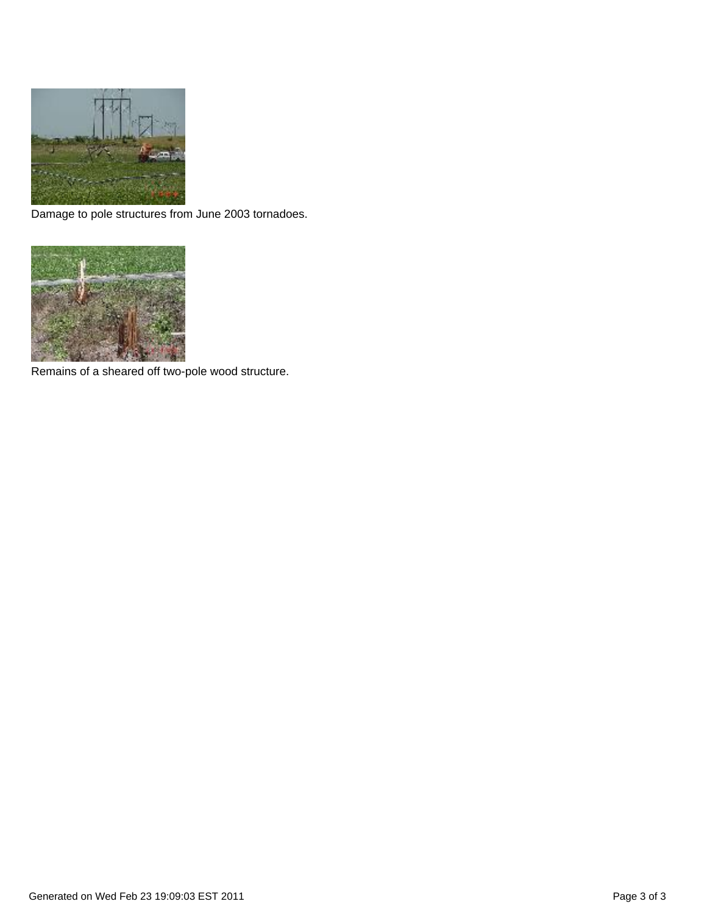Damage to pole structures from June 2003 tornadoes.

Remains of a sheared off two-pole wood structure.